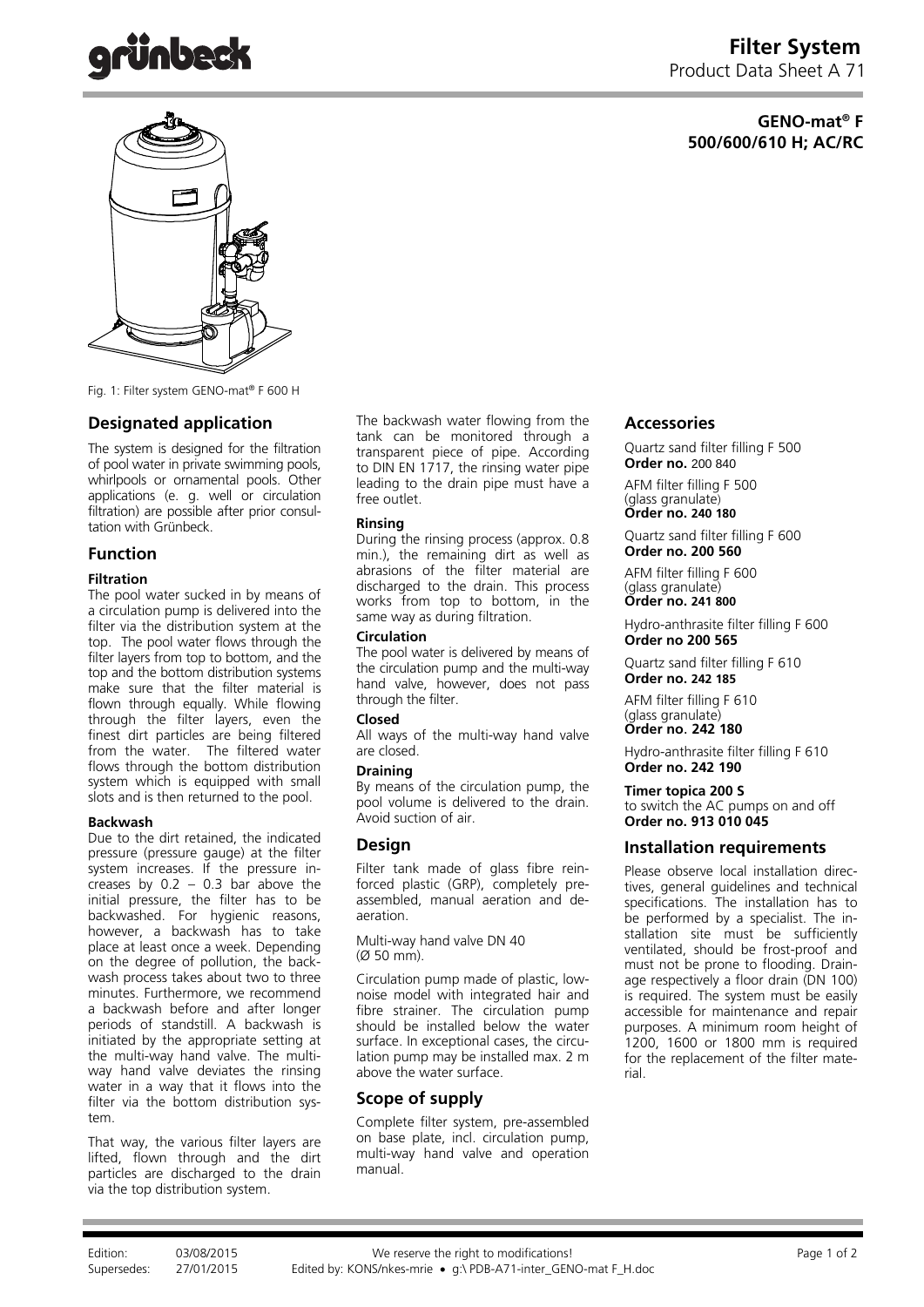# Filter System

Product Data Sheet A 71

**GENO-mat® F 500/600/610 H; AC/RC**

Fig. 1: Filter system GENO-mat® F 600 H

## Designated application

The system is designed for the filtration of pool water in private swimming pools, whirlpools or ornamental pools. Other applications (e. g. well or circulation filtration) are possible after prior consultation with Grünbeck.

## Function

**Filtration**

The pool water sucked in by means of a circulation pump is delivered into the filter via the distribution system at the top. The pool water flows through the filter layers from top to bottom, and the top and the bottom distribution systems make sure that the filter material is flown through equally. While flowing through the filter layers, even the finest dirt particles are being filtered from the water. The filtered water flows through the bottom distribution system which is equipped with small slots and is then returned to the pool.

**Backwash**

Due to the dirt retained, the indicated pressure (pressure gauge) at the filter system increases. If the pressure increases by 0.2 – 0.3 bar above the initial pressure, the filter has to be backwashed. For hygienic reasons, however, a backwash has to take place at least once a week. Depending on the degree of pollution, the backwash process takes about two to three minutes. Furthermore, we recommend a backwash before and after longer periods of standstill. A backwash is initiated by the appropriate setting at the multi-way hand valve. The multi-way hand valve deviates the rinsing water in a way that it flows into the filter via the bottom distribution system.

That way, the various filter layers are lifted, flown through and the dirt particles are discharged to the drain via the top distribution system.

The backwash water flowing from the tank can be monitored through a transparent piece of pipe. According to DIN EN 1717, the rinsing water pipe leading to the drain pipe must have a free outlet.

**Rinsing**

During the rinsing process (approx. 0.8 min.), the remaining dirt as well as abrasions of the filter material are discharged to the drain. This process works from top to bottom, in the same way as during filtration.

**Circulation**

The pool water is delivered by means of the circulation pump and the multi-way hand valve, however, does not pass through the filter.

**Closed**

All ways of the multi-way hand valve are closed.

**Draining**

By means of the circulation pump, the pool volume is delivered to the drain. Avoid suction of air.

## Design

Filter tank made of glass fibre reinforced plastic (GRP), completely pre-assembled, manual aeration and de-aeration.

Multi-way hand valve DN 40 (Ø 50 mm).

Circulation pump made of plastic, low-noise model with integrated hair and fibre strainer. The circulation pump should be installed below the water surface. In exceptional cases, the circulation pump may be installed max. 2 m above the water surface.

## Scope of supply

Complete filter system, pre-assembled on base plate, incl. circulation pump, multi-way hand valve and operation manual.

## Accessories

Quartz sand filter filling F 500
**Order no.** 200 840

AFM filter filling F 500 (glass granulate)
**Order no. 240 180**

Quartz sand filter filling F 600
**Order no. 200 560**

AFM filter filling F 600 (glass granulate)
**Order no. 241 800**

Hydro-anthrasite filter filling F 600
**Order no 200 565**

Quartz sand filter filling F 610
**Order no. 242 185**

AFM filter filling F 610 (glass granulate)
**Order no. 242 180**

Hydro-anthrasite filter filling F 610
**Order no. 242 190**

**Timer topica 200 S**
to switch the AC pumps on and off
**Order no. 913 010 045**

## Installation requirements

Please observe local installation directives, general guidelines and technical specifications. The installation has to be performed by a specialist. The installation site must be sufficiently ventilated, should be frost-proof and must not be prone to flooding. Drainage respectively a floor drain (DN 100) is required. The system must be easily accessible for maintenance and repair purposes. A minimum room height of 1200, 1600 or 1800 mm is required for the replacement of the filter material.

Edition: 03/08/2015 We reserve the right to modifications!
Supersedes: 27/01/2015 Edited by: KONS/nkes-mrie • g:\ PDB-A71-inter_GENO-mat F_H.doc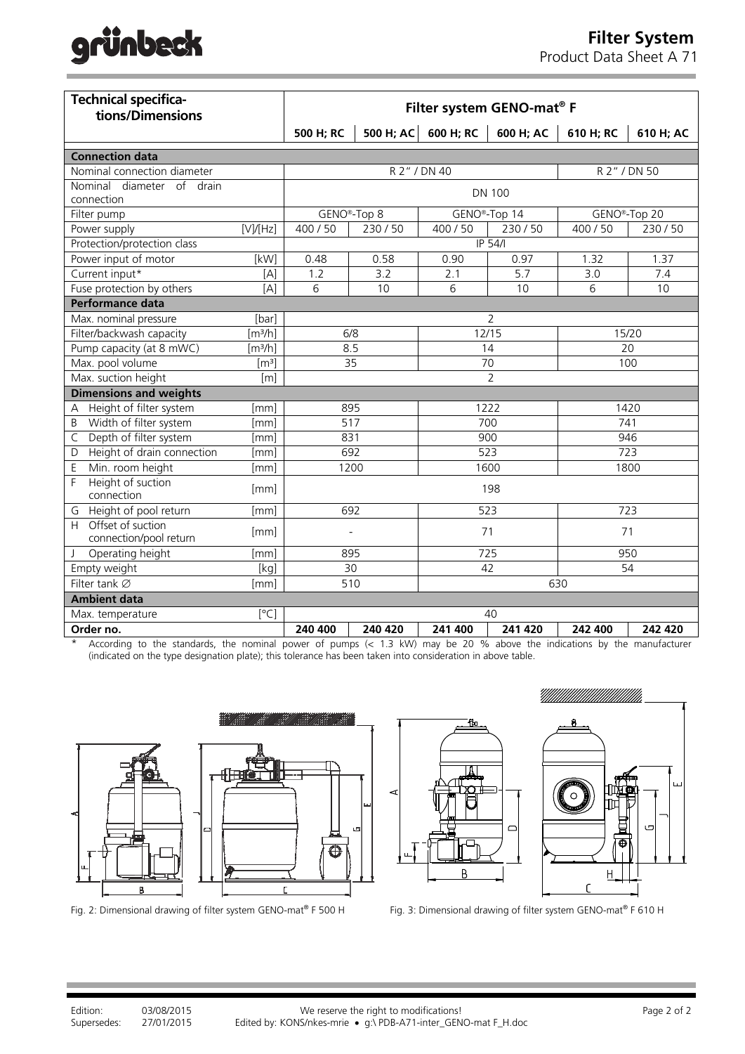# Filter System

Product Data Sheet A 71

| Technical specifications/Dimensions | | Filter system GENO-mat® F | | | | | |
|---|---|---|---|---|---|---|---|
| | | 500 H; RC | 500 H; AC | 600 H; RC | 600 H; AC | 610 H; RC | 610 H; AC |
| **Connection data** | | | | | | | |
| Nominal connection diameter | | R 2" / DN 40 | | | | R 2" / DN 50 | |
| Nominal diameter of drain connection | | DN 100 | | | | | |
| Filter pump | | GENO®-Top 8 | | GENO®-Top 14 | | GENO®-Top 20 | |
| Power supply | [V]/[Hz] | 400 / 50 | 230 / 50 | 400 / 50 | 230 / 50 | 400 / 50 | 230 / 50 |
| Protection/protection class | | IP 54/I | | | | | |
| Power input of motor | [kW] | 0.48 | 0.58 | 0.90 | 0.97 | 1.32 | 1.37 |
| Current input* | [A] | 1.2 | 3.2 | 2.1 | 5.7 | 3.0 | 7.4 |
| Fuse protection by others | [A] | 6 | 10 | 6 | 10 | 6 | 10 |
| **Performance data** | | | | | | | |
| Max. nominal pressure | [bar] | 2 | | | | | |
| Filter/backwash capacity | [m³/h] | 6/8 | | 12/15 | | 15/20 | |
| Pump capacity (at 8 mWC) | [m³/h] | 8.5 | | 14 | | 20 | |
| Max. pool volume | [m³] | 35 | | 70 | | 100 | |
| Max. suction height | [m] | 2 | | | | | |
| **Dimensions and weights** | | | | | | | |
| A Height of filter system | [mm] | 895 | | 1222 | | 1420 | |
| B Width of filter system | [mm] | 517 | | 700 | | 741 | |
| C Depth of filter system | [mm] | 831 | | 900 | | 946 | |
| D Height of drain connection | [mm] | 692 | | 523 | | 723 | |
| E Min. room height | [mm] | 1200 | | 1600 | | 1800 | |
| F Height of suction connection | [mm] | 198 | | | | | |
| G Height of pool return | [mm] | 692 | | 523 | | 723 | |
| H Offset of suction connection/pool return | [mm] | - | | 71 | | 71 | |
| J Operating height | [mm] | 895 | | 725 | | 950 | |
| Empty weight | [kg] | 30 | | 42 | | 54 | |
| Filter tank ∅ | [mm] | 510 | | 630 | | | |
| **Ambient data** | | | | | | | |
| Max. temperature | [°C] | 40 | | | | | |
| **Order no.** | | **240 400** | **240 420** | **241 400** | **241 420** | **242 400** | **242 420** |

\* According to the standards, the nominal power of pumps (< 1.3 kW) may be 20 % above the indications by the manufacturer (indicated on the type designation plate); this tolerance has been taken into consideration in above table.

Fig. 2: Dimensional drawing of filter system GENO-mat® F 500 H

Fig. 3: Dimensional drawing of filter system GENO-mat® F 610 H

Edition: 03/08/2015
Supersedes: 27/01/2015

We reserve the right to modifications!
Edited by: KONS/nkes-mrie • g:\ PDB-A71-inter_GENO-mat F_H.doc